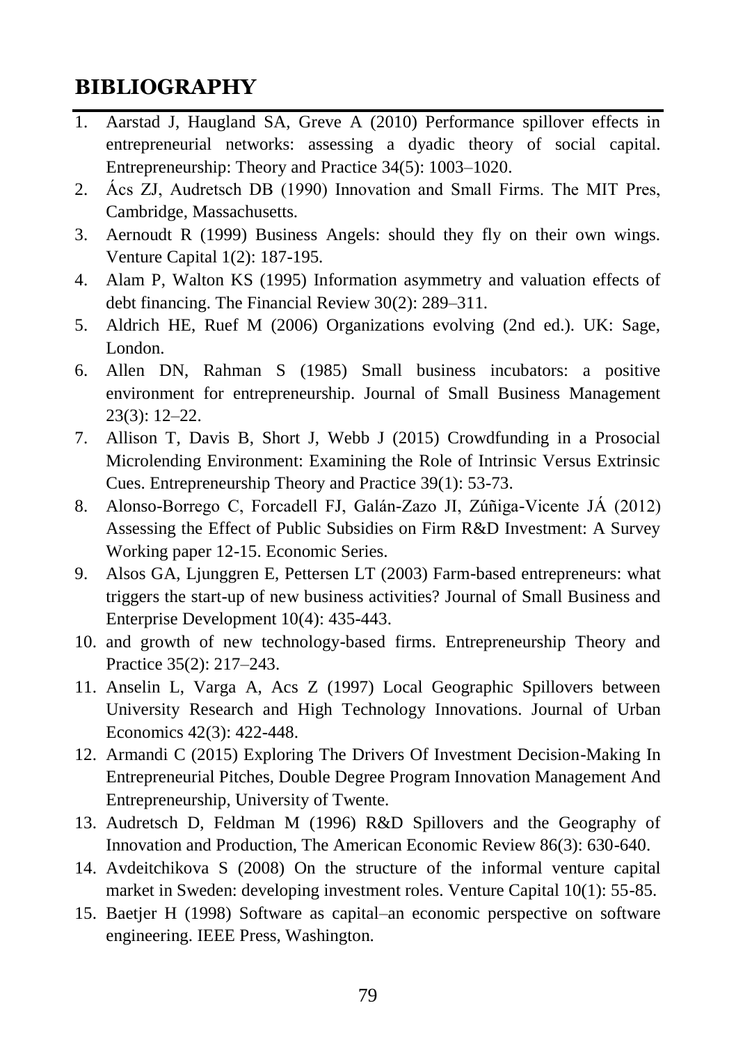## BIBLIOGRAPHY

1. Aarstad J, Haugland SA, Greve A (2010) Performance spillover effects in entrepreneurial networks: assessing a dyadic theory of social capital. Entrepreneurship: Theory and Practice 34(5): 1003–1020.
2. Ács ZJ, Audretsch DB (1990) Innovation and Small Firms. The MIT Pres, Cambridge, Massachusetts.
3. Aernoudt R (1999) Business Angels: should they fly on their own wings. Venture Capital 1(2): 187-195.
4. Alam P, Walton KS (1995) Information asymmetry and valuation effects of debt financing. The Financial Review 30(2): 289–311.
5. Aldrich HE, Ruef M (2006) Organizations evolving (2nd ed.). UK: Sage, London.
6. Allen DN, Rahman S (1985) Small business incubators: a positive environment for entrepreneurship. Journal of Small Business Management 23(3): 12–22.
7. Allison T, Davis B, Short J, Webb J (2015) Crowdfunding in a Prosocial Microlending Environment: Examining the Role of Intrinsic Versus Extrinsic Cues. Entrepreneurship Theory and Practice 39(1): 53-73.
8. Alonso-Borrego C, Forcadell FJ, Galán-Zazo JI, Zúñiga-Vicente JÁ (2012) Assessing the Effect of Public Subsidies on Firm R&D Investment: A Survey Working paper 12-15. Economic Series.
9. Alsos GA, Ljunggren E, Pettersen LT (2003) Farm-based entrepreneurs: what triggers the start-up of new business activities? Journal of Small Business and Enterprise Development 10(4): 435-443.
10. and growth of new technology-based firms. Entrepreneurship Theory and Practice 35(2): 217–243.
11. Anselin L, Varga A, Acs Z (1997) Local Geographic Spillovers between University Research and High Technology Innovations. Journal of Urban Economics 42(3): 422-448.
12. Armandi C (2015) Exploring The Drivers Of Investment Decision-Making In Entrepreneurial Pitches, Double Degree Program Innovation Management And Entrepreneurship, University of Twente.
13. Audretsch D, Feldman M (1996) R&D Spillovers and the Geography of Innovation and Production, The American Economic Review 86(3): 630-640.
14. Avdeitchikova S (2008) On the structure of the informal venture capital market in Sweden: developing investment roles. Venture Capital 10(1): 55-85.
15. Baetjer H (1998) Software as capital–an economic perspective on software engineering. IEEE Press, Washington.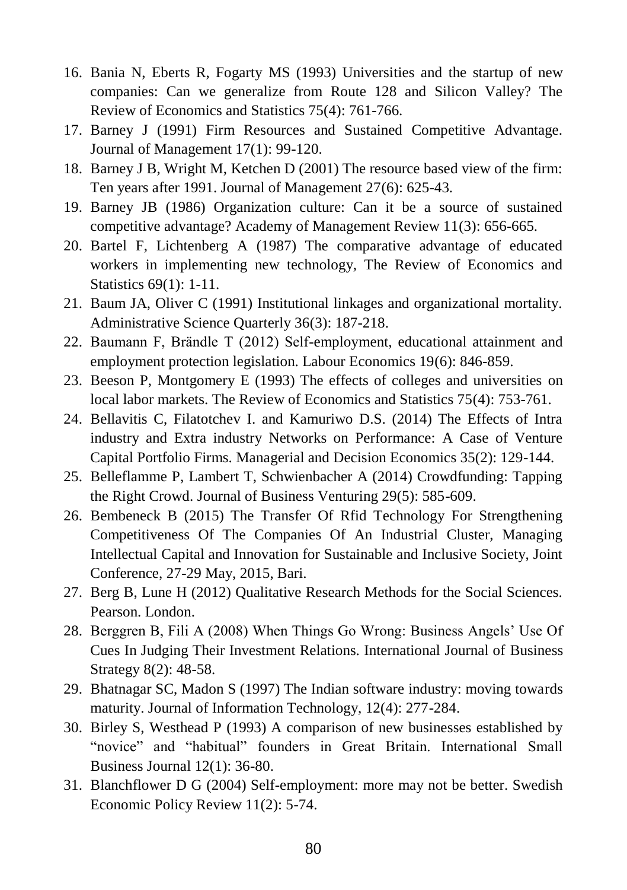16. Bania N, Eberts R, Fogarty MS (1993) Universities and the startup of new companies: Can we generalize from Route 128 and Silicon Valley? The Review of Economics and Statistics 75(4): 761-766.
17. Barney J (1991) Firm Resources and Sustained Competitive Advantage. Journal of Management 17(1): 99-120.
18. Barney J B, Wright M, Ketchen D (2001) The resource based view of the firm: Ten years after 1991. Journal of Management 27(6): 625-43.
19. Barney JB (1986) Organization culture: Can it be a source of sustained competitive advantage? Academy of Management Review 11(3): 656-665.
20. Bartel F, Lichtenberg A (1987) The comparative advantage of educated workers in implementing new technology, The Review of Economics and Statistics 69(1): 1-11.
21. Baum JA, Oliver C (1991) Institutional linkages and organizational mortality. Administrative Science Quarterly 36(3): 187-218.
22. Baumann F, Brändle T (2012) Self-employment, educational attainment and employment protection legislation. Labour Economics 19(6): 846-859.
23. Beeson P, Montgomery E (1993) The effects of colleges and universities on local labor markets. The Review of Economics and Statistics 75(4): 753-761.
24. Bellavitis C, Filatotchev I. and Kamuriwo D.S. (2014) The Effects of Intra industry and Extra industry Networks on Performance: A Case of Venture Capital Portfolio Firms. Managerial and Decision Economics 35(2): 129-144.
25. Belleflamme P, Lambert T, Schwienbacher A (2014) Crowdfunding: Tapping the Right Crowd. Journal of Business Venturing 29(5): 585-609.
26. Bembeneck B (2015) The Transfer Of Rfid Technology For Strengthening Competitiveness Of The Companies Of An Industrial Cluster, Managing Intellectual Capital and Innovation for Sustainable and Inclusive Society, Joint Conference, 27-29 May, 2015, Bari.
27. Berg B, Lune H (2012) Qualitative Research Methods for the Social Sciences. Pearson. London.
28. Berggren B, Fili A (2008) When Things Go Wrong: Business Angels' Use Of Cues In Judging Their Investment Relations. International Journal of Business Strategy 8(2): 48-58.
29. Bhatnagar SC, Madon S (1997) The Indian software industry: moving towards maturity. Journal of Information Technology, 12(4): 277-284.
30. Birley S, Westhead P (1993) A comparison of new businesses established by "novice" and "habitual" founders in Great Britain. International Small Business Journal 12(1): 36-80.
31. Blanchflower D G (2004) Self-employment: more may not be better. Swedish Economic Policy Review 11(2): 5-74.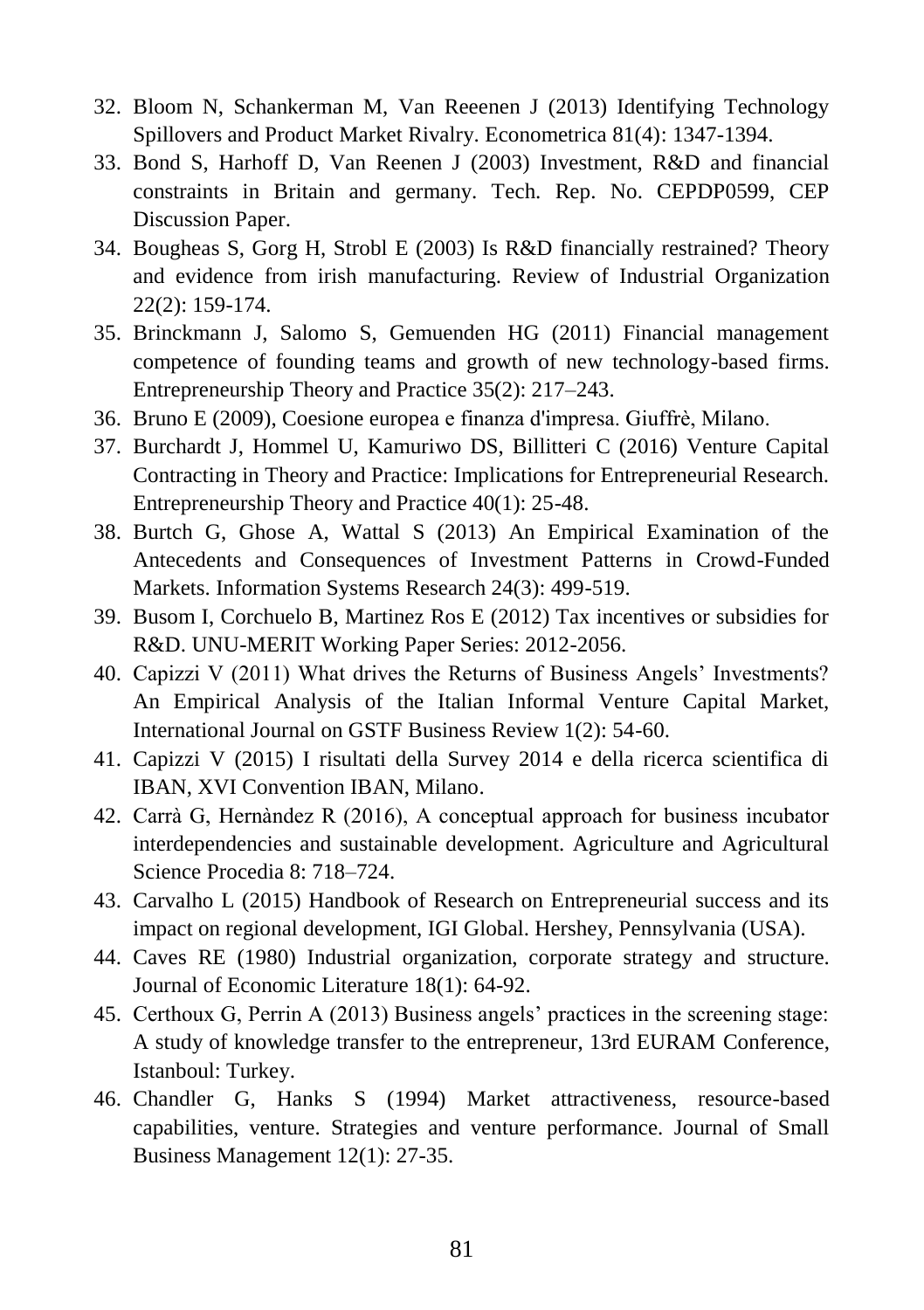32. Bloom N, Schankerman M, Van Reeenen J (2013) Identifying Technology Spillovers and Product Market Rivalry. Econometrica 81(4): 1347-1394.
33. Bond S, Harhoff D, Van Reenen J (2003) Investment, R&D and financial constraints in Britain and germany. Tech. Rep. No. CEPDP0599, CEP Discussion Paper.
34. Bougheas S, Gorg H, Strobl E (2003) Is R&D financially restrained? Theory and evidence from irish manufacturing. Review of Industrial Organization 22(2): 159-174.
35. Brinckmann J, Salomo S, Gemuenden HG (2011) Financial management competence of founding teams and growth of new technology-based firms. Entrepreneurship Theory and Practice 35(2): 217–243.
36. Bruno E (2009), Coesione europea e finanza d'impresa. Giuffrè, Milano.
37. Burchardt J, Hommel U, Kamuriwo DS, Billitteri C (2016) Venture Capital Contracting in Theory and Practice: Implications for Entrepreneurial Research. Entrepreneurship Theory and Practice 40(1): 25-48.
38. Burtch G, Ghose A, Wattal S (2013) An Empirical Examination of the Antecedents and Consequences of Investment Patterns in Crowd-Funded Markets. Information Systems Research 24(3): 499-519.
39. Busom I, Corchuelo B, Martinez Ros E (2012) Tax incentives or subsidies for R&D. UNU-MERIT Working Paper Series: 2012-2056.
40. Capizzi V (2011) What drives the Returns of Business Angels' Investments? An Empirical Analysis of the Italian Informal Venture Capital Market, International Journal on GSTF Business Review 1(2): 54-60.
41. Capizzi V (2015) I risultati della Survey 2014 e della ricerca scientifica di IBAN, XVI Convention IBAN, Milano.
42. Carrà G, Hernàndez R (2016), A conceptual approach for business incubator interdependencies and sustainable development. Agriculture and Agricultural Science Procedia 8: 718–724.
43. Carvalho L (2015) Handbook of Research on Entrepreneurial success and its impact on regional development, IGI Global. Hershey, Pennsylvania (USA).
44. Caves RE (1980) Industrial organization, corporate strategy and structure. Journal of Economic Literature 18(1): 64-92.
45. Certhoux G, Perrin A (2013) Business angels' practices in the screening stage: A study of knowledge transfer to the entrepreneur, 13rd EURAM Conference, Istanboul: Turkey.
46. Chandler G, Hanks S (1994) Market attractiveness, resource-based capabilities, venture. Strategies and venture performance. Journal of Small Business Management 12(1): 27-35.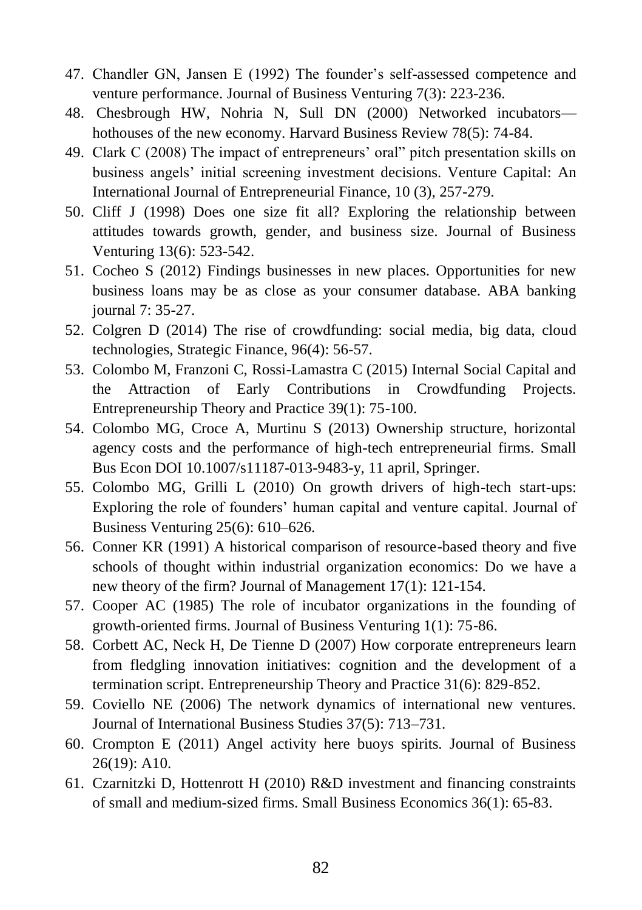47. Chandler GN, Jansen E (1992) The founder's self-assessed competence and venture performance. Journal of Business Venturing 7(3): 223-236.
48. Chesbrough HW, Nohria N, Sull DN (2000) Networked incubators—hothouses of the new economy. Harvard Business Review 78(5): 74-84.
49. Clark C (2008) The impact of entrepreneurs' oral" pitch presentation skills on business angels' initial screening investment decisions. Venture Capital: An International Journal of Entrepreneurial Finance, 10 (3), 257-279.
50. Cliff J (1998) Does one size fit all? Exploring the relationship between attitudes towards growth, gender, and business size. Journal of Business Venturing 13(6): 523-542.
51. Cocheo S (2012) Findings businesses in new places. Opportunities for new business loans may be as close as your consumer database. ABA banking journal 7: 35-27.
52. Colgren D (2014) The rise of crowdfunding: social media, big data, cloud technologies, Strategic Finance, 96(4): 56-57.
53. Colombo M, Franzoni C, Rossi-Lamastra C (2015) Internal Social Capital and the Attraction of Early Contributions in Crowdfunding Projects. Entrepreneurship Theory and Practice 39(1): 75-100.
54. Colombo MG, Croce A, Murtinu S (2013) Ownership structure, horizontal agency costs and the performance of high-tech entrepreneurial firms. Small Bus Econ DOI 10.1007/s11187-013-9483-y, 11 april, Springer.
55. Colombo MG, Grilli L (2010) On growth drivers of high-tech start-ups: Exploring the role of founders' human capital and venture capital. Journal of Business Venturing 25(6): 610–626.
56. Conner KR (1991) A historical comparison of resource-based theory and five schools of thought within industrial organization economics: Do we have a new theory of the firm? Journal of Management 17(1): 121-154.
57. Cooper AC (1985) The role of incubator organizations in the founding of growth-oriented firms. Journal of Business Venturing 1(1): 75-86.
58. Corbett AC, Neck H, De Tienne D (2007) How corporate entrepreneurs learn from fledgling innovation initiatives: cognition and the development of a termination script. Entrepreneurship Theory and Practice 31(6): 829-852.
59. Coviello NE (2006) The network dynamics of international new ventures. Journal of International Business Studies 37(5): 713–731.
60. Crompton E (2011) Angel activity here buoys spirits. Journal of Business 26(19): A10.
61. Czarnitzki D, Hottenrott H (2010) R&D investment and financing constraints of small and medium-sized firms. Small Business Economics 36(1): 65-83.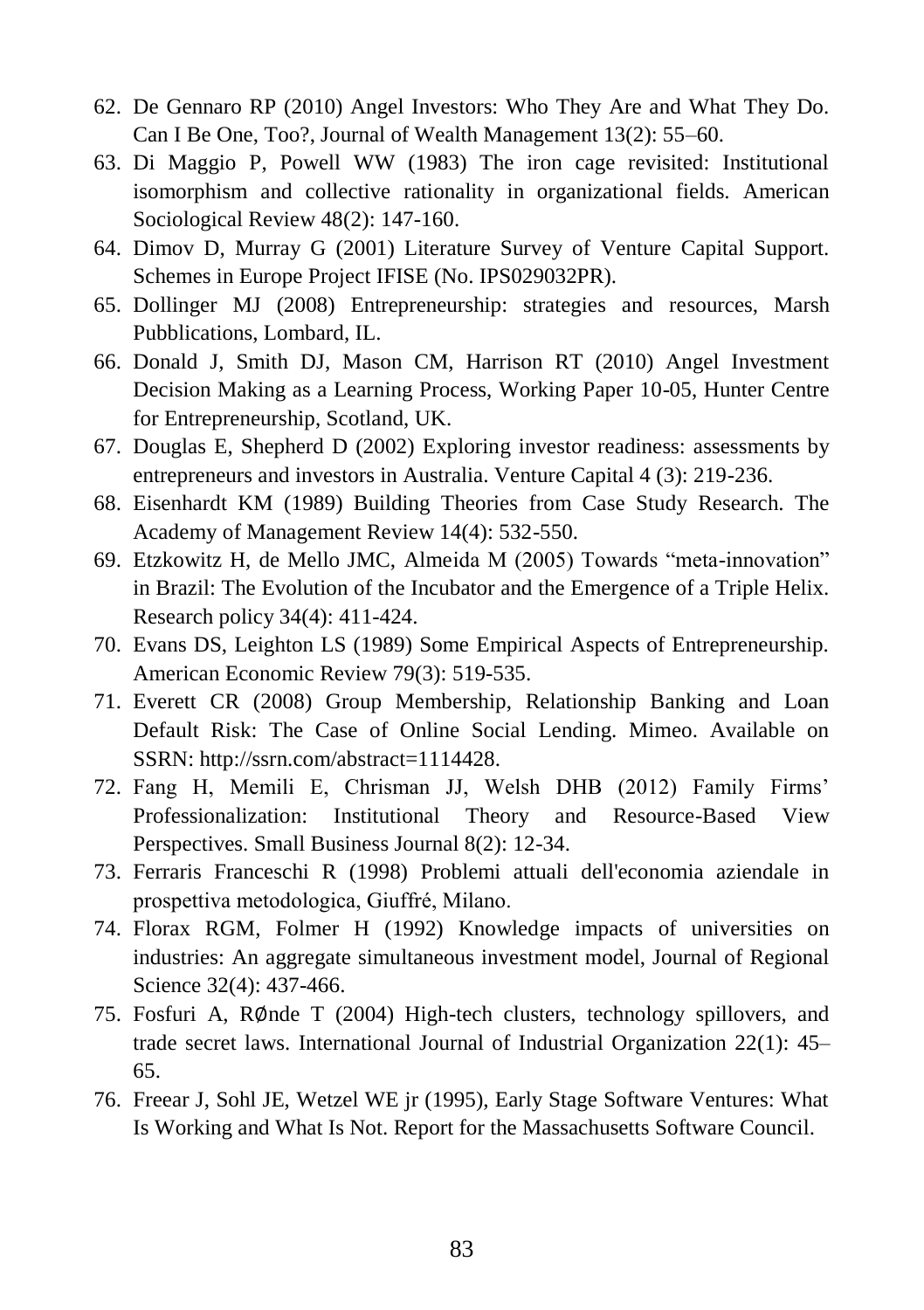62. De Gennaro RP (2010) Angel Investors: Who They Are and What They Do. Can I Be One, Too?, Journal of Wealth Management 13(2): 55–60.
63. Di Maggio P, Powell WW (1983) The iron cage revisited: Institutional isomorphism and collective rationality in organizational fields. American Sociological Review 48(2): 147-160.
64. Dimov D, Murray G (2001) Literature Survey of Venture Capital Support. Schemes in Europe Project IFISE (No. IPS029032PR).
65. Dollinger MJ (2008) Entrepreneurship: strategies and resources, Marsh Pubblications, Lombard, IL.
66. Donald J, Smith DJ, Mason CM, Harrison RT (2010) Angel Investment Decision Making as a Learning Process, Working Paper 10-05, Hunter Centre for Entrepreneurship, Scotland, UK.
67. Douglas E, Shepherd D (2002) Exploring investor readiness: assessments by entrepreneurs and investors in Australia. Venture Capital 4 (3): 219-236.
68. Eisenhardt KM (1989) Building Theories from Case Study Research. The Academy of Management Review 14(4): 532-550.
69. Etzkowitz H, de Mello JMC, Almeida M (2005) Towards "meta-innovation" in Brazil: The Evolution of the Incubator and the Emergence of a Triple Helix. Research policy 34(4): 411-424.
70. Evans DS, Leighton LS (1989) Some Empirical Aspects of Entrepreneurship. American Economic Review 79(3): 519-535.
71. Everett CR (2008) Group Membership, Relationship Banking and Loan Default Risk: The Case of Online Social Lending. Mimeo. Available on SSRN: http://ssrn.com/abstract=1114428.
72. Fang H, Memili E, Chrisman JJ, Welsh DHB (2012) Family Firms' Professionalization: Institutional Theory and Resource-Based View Perspectives. Small Business Journal 8(2): 12-34.
73. Ferraris Franceschi R (1998) Problemi attuali dell'economia aziendale in prospettiva metodologica, Giuffré, Milano.
74. Florax RGM, Folmer H (1992) Knowledge impacts of universities on industries: An aggregate simultaneous investment model, Journal of Regional Science 32(4): 437-466.
75. Fosfuri A, RØnde T (2004) High-tech clusters, technology spillovers, and trade secret laws. International Journal of Industrial Organization 22(1): 45–65.
76. Freear J, Sohl JE, Wetzel WE jr (1995), Early Stage Software Ventures: What Is Working and What Is Not. Report for the Massachusetts Software Council.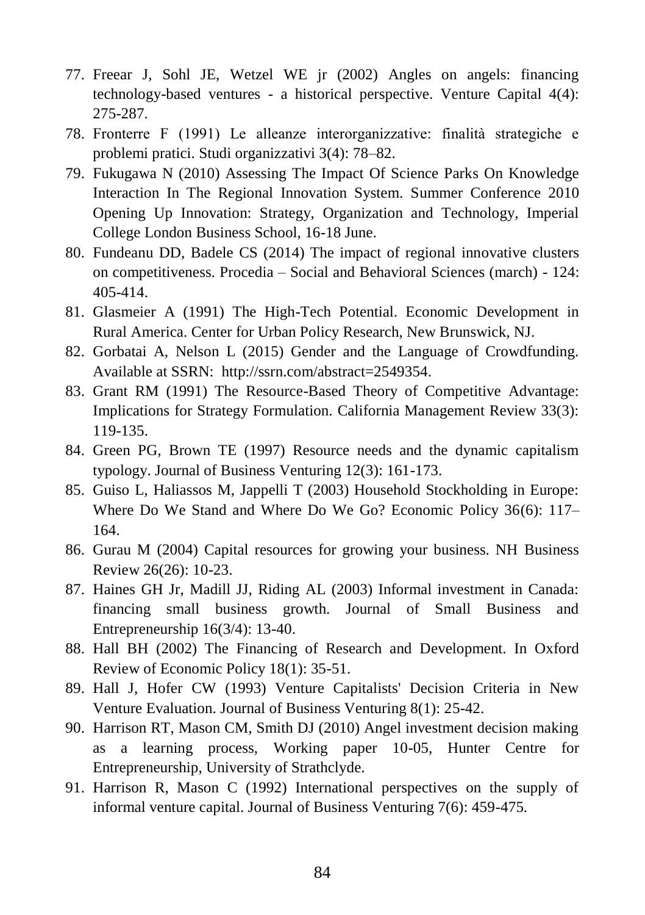77. Freear J, Sohl JE, Wetzel WE jr (2002) Angles on angels: financing technology-based ventures - a historical perspective. Venture Capital 4(4): 275-287.
78. Fronterre F (1991) Le alleanze interorganizzative: finalità strategiche e problemi pratici. Studi organizzativi 3(4): 78–82.
79. Fukugawa N (2010) Assessing The Impact Of Science Parks On Knowledge Interaction In The Regional Innovation System. Summer Conference 2010 Opening Up Innovation: Strategy, Organization and Technology, Imperial College London Business School, 16-18 June.
80. Fundeanu DD, Badele CS (2014) The impact of regional innovative clusters on competitiveness. Procedia – Social and Behavioral Sciences (march) - 124: 405-414.
81. Glasmeier A (1991) The High-Tech Potential. Economic Development in Rural America. Center for Urban Policy Research, New Brunswick, NJ.
82. Gorbatai A, Nelson L (2015) Gender and the Language of Crowdfunding. Available at SSRN: http://ssrn.com/abstract=2549354.
83. Grant RM (1991) The Resource-Based Theory of Competitive Advantage: Implications for Strategy Formulation. California Management Review 33(3): 119-135.
84. Green PG, Brown TE (1997) Resource needs and the dynamic capitalism typology. Journal of Business Venturing 12(3): 161-173.
85. Guiso L, Haliassos M, Jappelli T (2003) Household Stockholding in Europe: Where Do We Stand and Where Do We Go? Economic Policy 36(6): 117–164.
86. Gurau M (2004) Capital resources for growing your business. NH Business Review 26(26): 10-23.
87. Haines GH Jr, Madill JJ, Riding AL (2003) Informal investment in Canada: financing small business growth. Journal of Small Business and Entrepreneurship 16(3/4): 13-40.
88. Hall BH (2002) The Financing of Research and Development. In Oxford Review of Economic Policy 18(1): 35-51.
89. Hall J, Hofer CW (1993) Venture Capitalists' Decision Criteria in New Venture Evaluation. Journal of Business Venturing 8(1): 25-42.
90. Harrison RT, Mason CM, Smith DJ (2010) Angel investment decision making as a learning process, Working paper 10-05, Hunter Centre for Entrepreneurship, University of Strathclyde.
91. Harrison R, Mason C (1992) International perspectives on the supply of informal venture capital. Journal of Business Venturing 7(6): 459-475.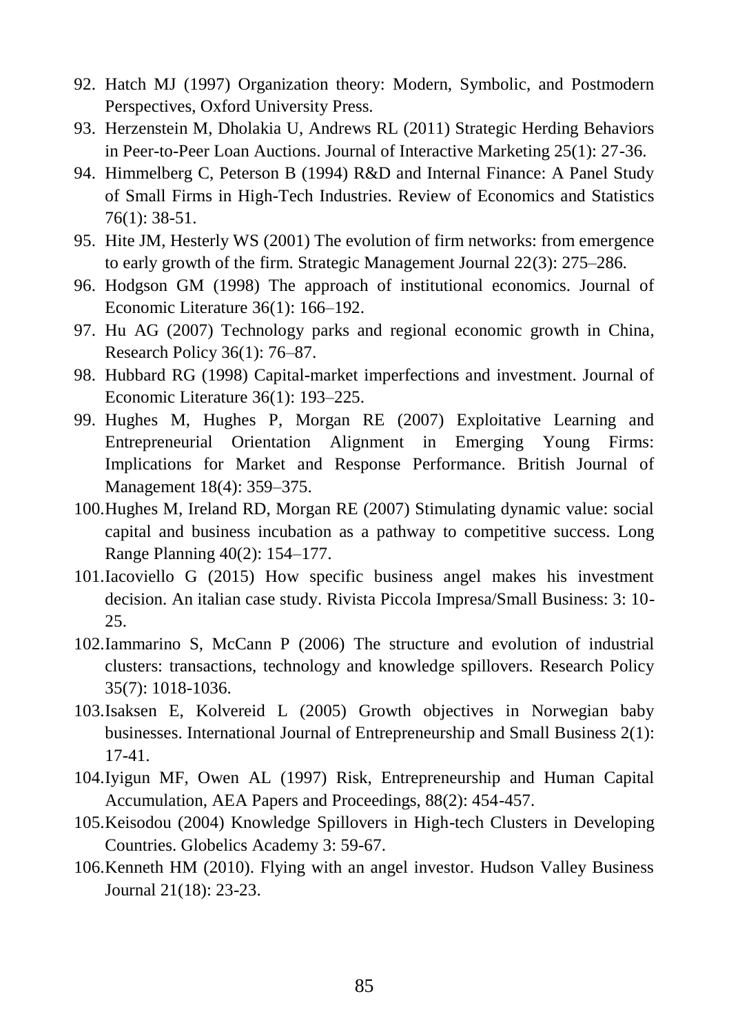92. Hatch MJ (1997) Organization theory: Modern, Symbolic, and Postmodern Perspectives, Oxford University Press.
93. Herzenstein M, Dholakia U, Andrews RL (2011) Strategic Herding Behaviors in Peer-to-Peer Loan Auctions. Journal of Interactive Marketing 25(1): 27-36.
94. Himmelberg C, Peterson B (1994) R&D and Internal Finance: A Panel Study of Small Firms in High-Tech Industries. Review of Economics and Statistics 76(1): 38-51.
95. Hite JM, Hesterly WS (2001) The evolution of firm networks: from emergence to early growth of the firm. Strategic Management Journal 22(3): 275–286.
96. Hodgson GM (1998) The approach of institutional economics. Journal of Economic Literature 36(1): 166–192.
97. Hu AG (2007) Technology parks and regional economic growth in China, Research Policy 36(1): 76–87.
98. Hubbard RG (1998) Capital-market imperfections and investment. Journal of Economic Literature 36(1): 193–225.
99. Hughes M, Hughes P, Morgan RE (2007) Exploitative Learning and Entrepreneurial Orientation Alignment in Emerging Young Firms: Implications for Market and Response Performance. British Journal of Management 18(4): 359–375.
100. Hughes M, Ireland RD, Morgan RE (2007) Stimulating dynamic value: social capital and business incubation as a pathway to competitive success. Long Range Planning 40(2): 154–177.
101. Iacoviello G (2015) How specific business angel makes his investment decision. An italian case study. Rivista Piccola Impresa/Small Business: 3: 10-25.
102. Iammarino S, McCann P (2006) The structure and evolution of industrial clusters: transactions, technology and knowledge spillovers. Research Policy 35(7): 1018-1036.
103. Isaksen E, Kolvereid L (2005) Growth objectives in Norwegian baby businesses. International Journal of Entrepreneurship and Small Business 2(1): 17-41.
104. Iyigun MF, Owen AL (1997) Risk, Entrepreneurship and Human Capital Accumulation, AEA Papers and Proceedings, 88(2): 454-457.
105. Keisodou (2004) Knowledge Spillovers in High-tech Clusters in Developing Countries. Globelics Academy 3: 59-67.
106. Kenneth HM (2010). Flying with an angel investor. Hudson Valley Business Journal 21(18): 23-23.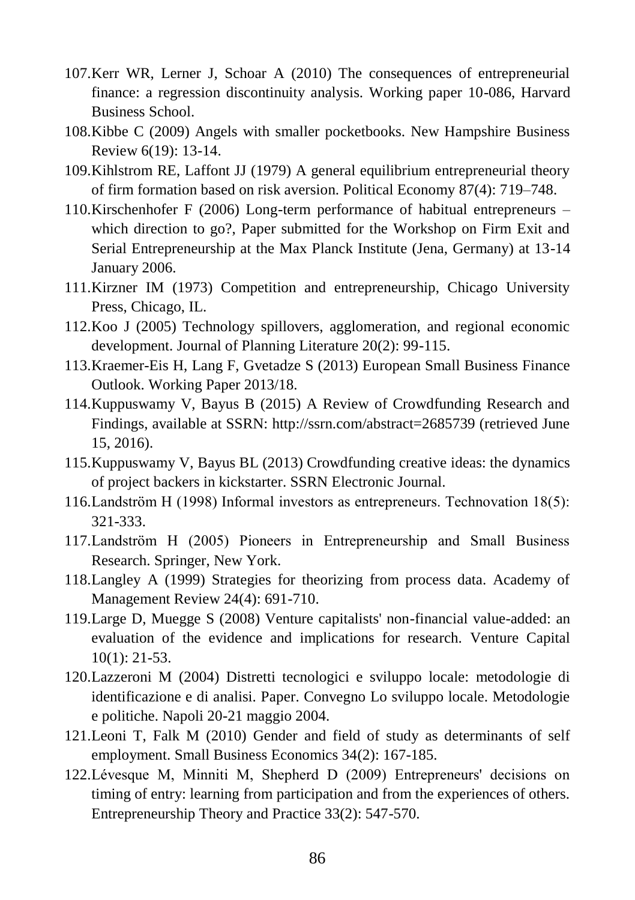107. Kerr WR, Lerner J, Schoar A (2010) The consequences of entrepreneurial finance: a regression discontinuity analysis. Working paper 10-086, Harvard Business School.
108. Kibbe C (2009) Angels with smaller pocketbooks. New Hampshire Business Review 6(19): 13-14.
109. Kihlstrom RE, Laffont JJ (1979) A general equilibrium entrepreneurial theory of firm formation based on risk aversion. Political Economy 87(4): 719–748.
110. Kirschenhofer F (2006) Long-term performance of habitual entrepreneurs – which direction to go?, Paper submitted for the Workshop on Firm Exit and Serial Entrepreneurship at the Max Planck Institute (Jena, Germany) at 13-14 January 2006.
111. Kirzner IM (1973) Competition and entrepreneurship, Chicago University Press, Chicago, IL.
112. Koo J (2005) Technology spillovers, agglomeration, and regional economic development. Journal of Planning Literature 20(2): 99-115.
113. Kraemer-Eis H, Lang F, Gvetadze S (2013) European Small Business Finance Outlook. Working Paper 2013/18.
114. Kuppuswamy V, Bayus B (2015) A Review of Crowdfunding Research and Findings, available at SSRN: http://ssrn.com/abstract=2685739 (retrieved June 15, 2016).
115. Kuppuswamy V, Bayus BL (2013) Crowdfunding creative ideas: the dynamics of project backers in kickstarter. SSRN Electronic Journal.
116. Landström H (1998) Informal investors as entrepreneurs. Technovation 18(5): 321-333.
117. Landström H (2005) Pioneers in Entrepreneurship and Small Business Research. Springer, New York.
118. Langley A (1999) Strategies for theorizing from process data. Academy of Management Review 24(4): 691-710.
119. Large D, Muegge S (2008) Venture capitalists' non-financial value-added: an evaluation of the evidence and implications for research. Venture Capital 10(1): 21-53.
120. Lazzeroni M (2004) Distretti tecnologici e sviluppo locale: metodologie di identificazione e di analisi. Paper. Convegno Lo sviluppo locale. Metodologie e politiche. Napoli 20-21 maggio 2004.
121. Leoni T, Falk M (2010) Gender and field of study as determinants of self employment. Small Business Economics 34(2): 167-185.
122. Lévesque M, Minniti M, Shepherd D (2009) Entrepreneurs' decisions on timing of entry: learning from participation and from the experiences of others. Entrepreneurship Theory and Practice 33(2): 547-570.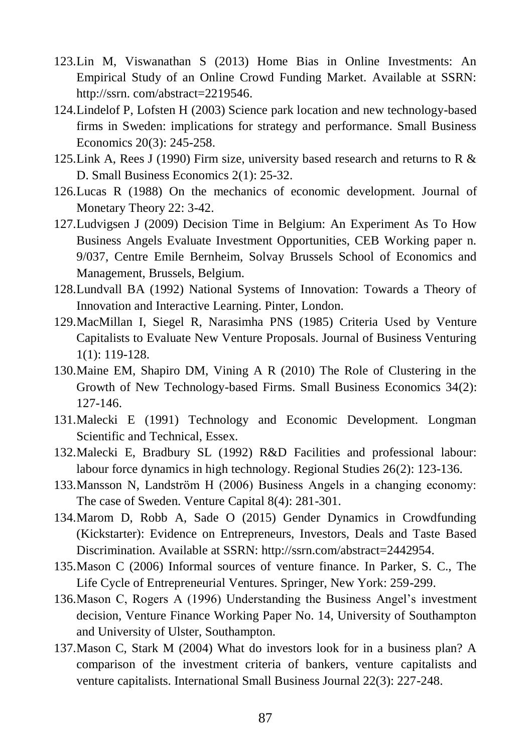123. Lin M, Viswanathan S (2013) Home Bias in Online Investments: An Empirical Study of an Online Crowd Funding Market. Available at SSRN: http://ssrn. com/abstract=2219546.
124. Lindelof P, Lofsten H (2003) Science park location and new technology-based firms in Sweden: implications for strategy and performance. Small Business Economics 20(3): 245-258.
125. Link A, Rees J (1990) Firm size, university based research and returns to R & D. Small Business Economics 2(1): 25-32.
126. Lucas R (1988) On the mechanics of economic development. Journal of Monetary Theory 22: 3-42.
127. Ludvigsen J (2009) Decision Time in Belgium: An Experiment As To How Business Angels Evaluate Investment Opportunities, CEB Working paper n. 9/037, Centre Emile Bernheim, Solvay Brussels School of Economics and Management, Brussels, Belgium.
128. Lundvall BA (1992) National Systems of Innovation: Towards a Theory of Innovation and Interactive Learning. Pinter, London.
129. MacMillan I, Siegel R, Narasimha PNS (1985) Criteria Used by Venture Capitalists to Evaluate New Venture Proposals. Journal of Business Venturing 1(1): 119-128.
130. Maine EM, Shapiro DM, Vining A R (2010) The Role of Clustering in the Growth of New Technology-based Firms. Small Business Economics 34(2): 127-146.
131. Malecki E (1991) Technology and Economic Development. Longman Scientific and Technical, Essex.
132. Malecki E, Bradbury SL (1992) R&D Facilities and professional labour: labour force dynamics in high technology. Regional Studies 26(2): 123-136.
133. Mansson N, Landström H (2006) Business Angels in a changing economy: The case of Sweden. Venture Capital 8(4): 281-301.
134. Marom D, Robb A, Sade O (2015) Gender Dynamics in Crowdfunding (Kickstarter): Evidence on Entrepreneurs, Investors, Deals and Taste Based Discrimination. Available at SSRN: http://ssrn.com/abstract=2442954.
135. Mason C (2006) Informal sources of venture finance. In Parker, S. C., The Life Cycle of Entrepreneurial Ventures. Springer, New York: 259-299.
136. Mason C, Rogers A (1996) Understanding the Business Angel's investment decision, Venture Finance Working Paper No. 14, University of Southampton and University of Ulster, Southampton.
137. Mason C, Stark M (2004) What do investors look for in a business plan? A comparison of the investment criteria of bankers, venture capitalists and venture capitalists. International Small Business Journal 22(3): 227-248.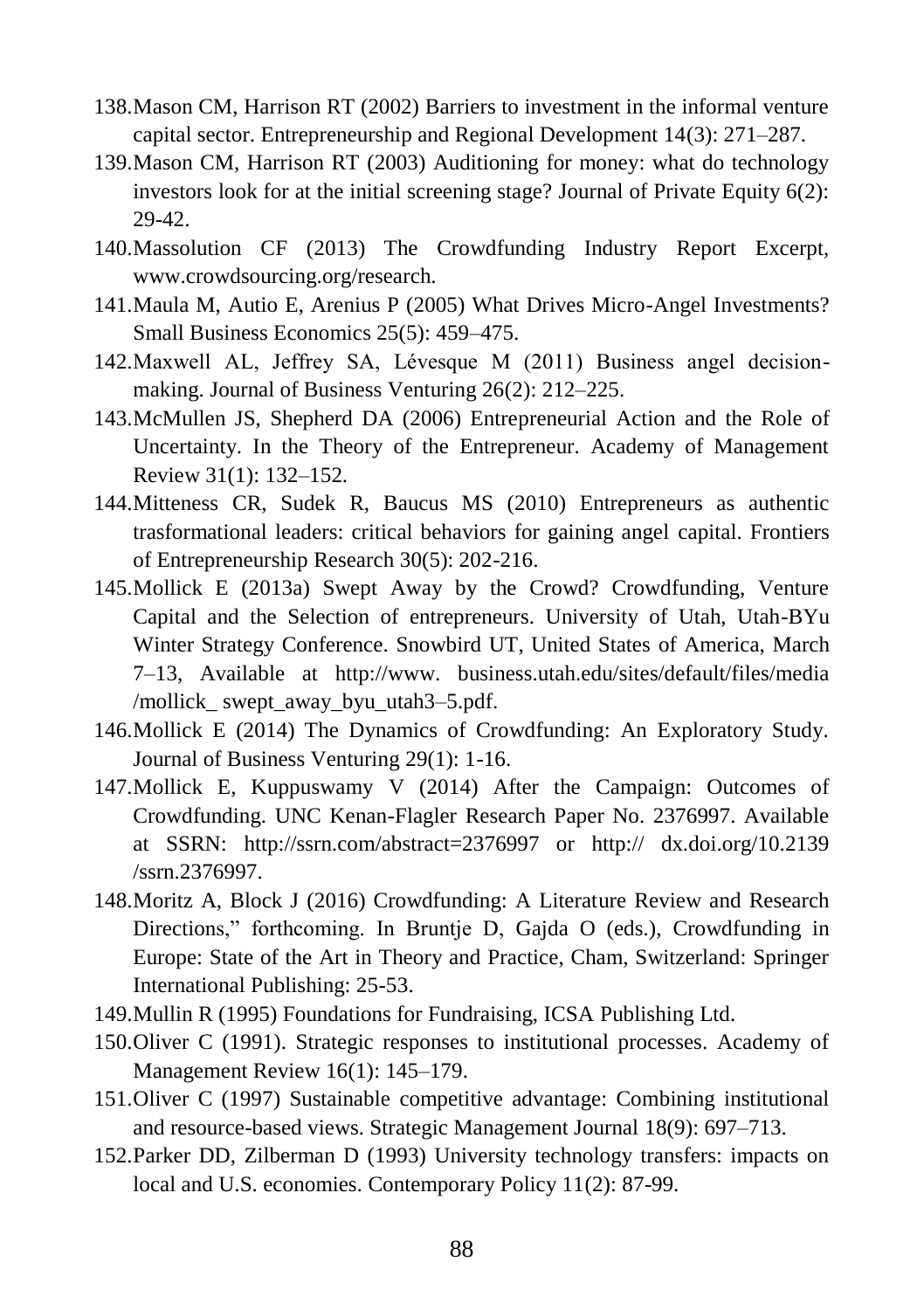138. Mason CM, Harrison RT (2002) Barriers to investment in the informal venture capital sector. Entrepreneurship and Regional Development 14(3): 271–287.
139. Mason CM, Harrison RT (2003) Auditioning for money: what do technology investors look for at the initial screening stage? Journal of Private Equity 6(2): 29-42.
140. Massolution CF (2013) The Crowdfunding Industry Report Excerpt, www.crowdsourcing.org/research.
141. Maula M, Autio E, Arenius P (2005) What Drives Micro-Angel Investments? Small Business Economics 25(5): 459–475.
142. Maxwell AL, Jeffrey SA, Lévesque M (2011) Business angel decision-making. Journal of Business Venturing 26(2): 212–225.
143. McMullen JS, Shepherd DA (2006) Entrepreneurial Action and the Role of Uncertainty. In the Theory of the Entrepreneur. Academy of Management Review 31(1): 132–152.
144. Mitteness CR, Sudek R, Baucus MS (2010) Entrepreneurs as authentic trasformational leaders: critical behaviors for gaining angel capital. Frontiers of Entrepreneurship Research 30(5): 202-216.
145. Mollick E (2013a) Swept Away by the Crowd? Crowdfunding, Venture Capital and the Selection of entrepreneurs. University of Utah, Utah-BYu Winter Strategy Conference. Snowbird UT, United States of America, March 7–13, Available at http://www. business.utah.edu/sites/default/files/media /mollick_ swept_away_byu_utah3–5.pdf.
146. Mollick E (2014) The Dynamics of Crowdfunding: An Exploratory Study. Journal of Business Venturing 29(1): 1-16.
147. Mollick E, Kuppuswamy V (2014) After the Campaign: Outcomes of Crowdfunding. UNC Kenan-Flagler Research Paper No. 2376997. Available at SSRN: http://ssrn.com/abstract=2376997 or http:// dx.doi.org/10.2139 /ssrn.2376997.
148. Moritz A, Block J (2016) Crowdfunding: A Literature Review and Research Directions," forthcoming. In Bruntje D, Gajda O (eds.), Crowdfunding in Europe: State of the Art in Theory and Practice, Cham, Switzerland: Springer International Publishing: 25-53.
149. Mullin R (1995) Foundations for Fundraising, ICSA Publishing Ltd.
150. Oliver C (1991). Strategic responses to institutional processes. Academy of Management Review 16(1): 145–179.
151. Oliver C (1997) Sustainable competitive advantage: Combining institutional and resource-based views. Strategic Management Journal 18(9): 697–713.
152. Parker DD, Zilberman D (1993) University technology transfers: impacts on local and U.S. economies. Contemporary Policy 11(2): 87-99.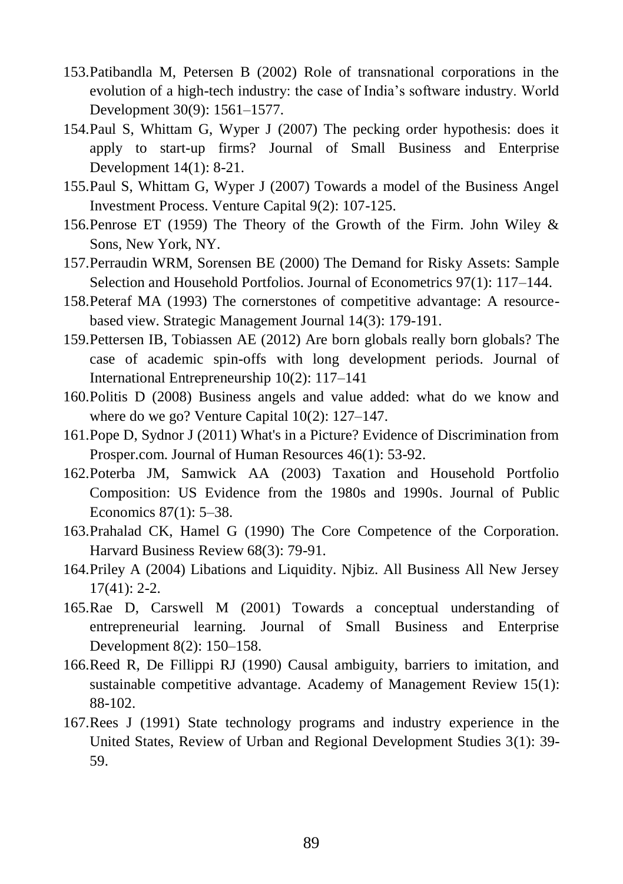153. Patibandla M, Petersen B (2002) Role of transnational corporations in the evolution of a high-tech industry: the case of India's software industry. World Development 30(9): 1561–1577.
154. Paul S, Whittam G, Wyper J (2007) The pecking order hypothesis: does it apply to start-up firms? Journal of Small Business and Enterprise Development 14(1): 8-21.
155. Paul S, Whittam G, Wyper J (2007) Towards a model of the Business Angel Investment Process. Venture Capital 9(2): 107-125.
156. Penrose ET (1959) The Theory of the Growth of the Firm. John Wiley & Sons, New York, NY.
157. Perraudin WRM, Sorensen BE (2000) The Demand for Risky Assets: Sample Selection and Household Portfolios. Journal of Econometrics 97(1): 117–144.
158. Peteraf MA (1993) The cornerstones of competitive advantage: A resource-based view. Strategic Management Journal 14(3): 179-191.
159. Pettersen IB, Tobiassen AE (2012) Are born globals really born globals? The case of academic spin-offs with long development periods. Journal of International Entrepreneurship 10(2): 117–141
160. Politis D (2008) Business angels and value added: what do we know and where do we go? Venture Capital 10(2): 127–147.
161. Pope D, Sydnor J (2011) What's in a Picture? Evidence of Discrimination from Prosper.com. Journal of Human Resources 46(1): 53-92.
162. Poterba JM, Samwick AA (2003) Taxation and Household Portfolio Composition: US Evidence from the 1980s and 1990s. Journal of Public Economics 87(1): 5–38.
163. Prahalad CK, Hamel G (1990) The Core Competence of the Corporation. Harvard Business Review 68(3): 79-91.
164. Priley A (2004) Libations and Liquidity. Njbiz. All Business All New Jersey 17(41): 2-2.
165. Rae D, Carswell M (2001) Towards a conceptual understanding of entrepreneurial learning. Journal of Small Business and Enterprise Development 8(2): 150–158.
166. Reed R, De Fillippi RJ (1990) Causal ambiguity, barriers to imitation, and sustainable competitive advantage. Academy of Management Review 15(1): 88-102.
167. Rees J (1991) State technology programs and industry experience in the United States, Review of Urban and Regional Development Studies 3(1): 39-59.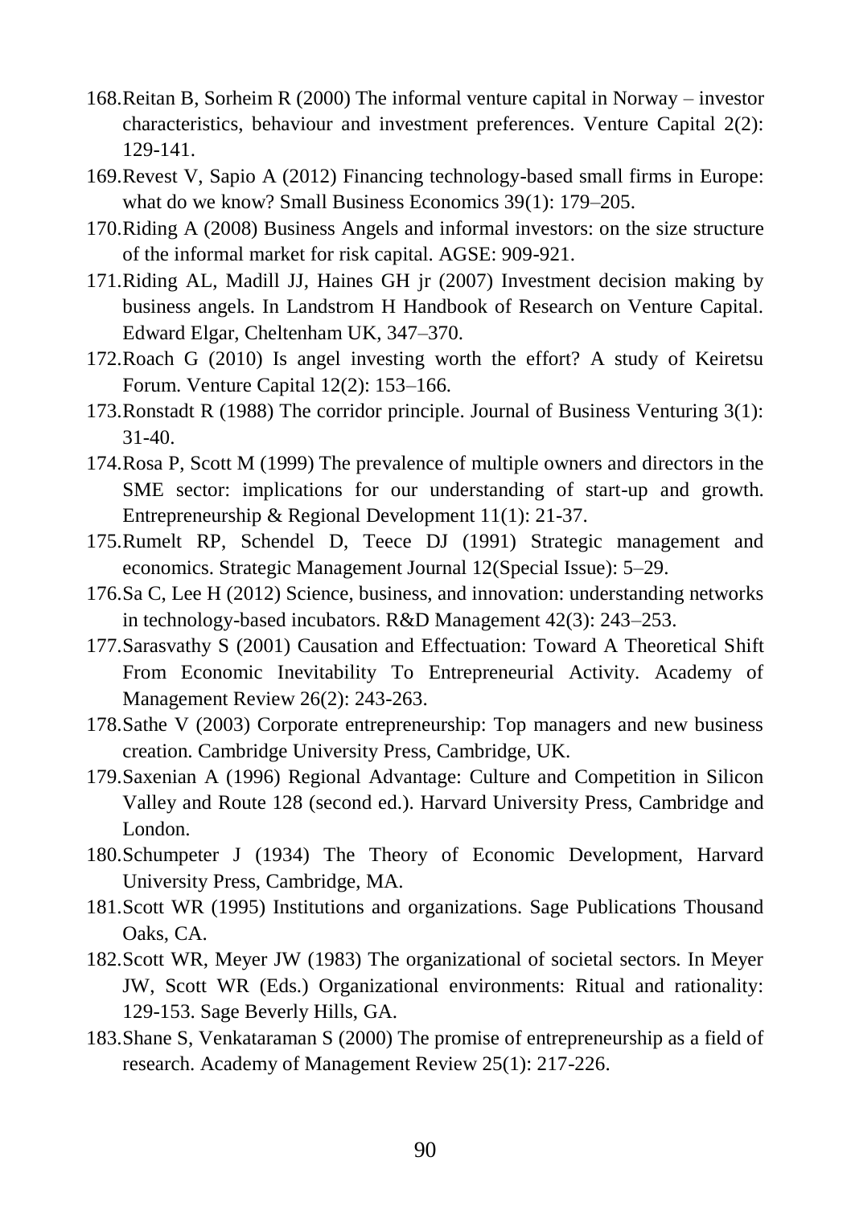168. Reitan B, Sorheim R (2000) The informal venture capital in Norway – investor characteristics, behaviour and investment preferences. Venture Capital 2(2): 129-141.
169. Revest V, Sapio A (2012) Financing technology-based small firms in Europe: what do we know? Small Business Economics 39(1): 179–205.
170. Riding A (2008) Business Angels and informal investors: on the size structure of the informal market for risk capital. AGSE: 909-921.
171. Riding AL, Madill JJ, Haines GH jr (2007) Investment decision making by business angels. In Landstrom H Handbook of Research on Venture Capital. Edward Elgar, Cheltenham UK, 347–370.
172. Roach G (2010) Is angel investing worth the effort? A study of Keiretsu Forum. Venture Capital 12(2): 153–166.
173. Ronstadt R (1988) The corridor principle. Journal of Business Venturing 3(1): 31-40.
174. Rosa P, Scott M (1999) The prevalence of multiple owners and directors in the SME sector: implications for our understanding of start-up and growth. Entrepreneurship & Regional Development 11(1): 21-37.
175. Rumelt RP, Schendel D, Teece DJ (1991) Strategic management and economics. Strategic Management Journal 12(Special Issue): 5–29.
176. Sa C, Lee H (2012) Science, business, and innovation: understanding networks in technology-based incubators. R&D Management 42(3): 243–253.
177. Sarasvathy S (2001) Causation and Effectuation: Toward A Theoretical Shift From Economic Inevitability To Entrepreneurial Activity. Academy of Management Review 26(2): 243-263.
178. Sathe V (2003) Corporate entrepreneurship: Top managers and new business creation. Cambridge University Press, Cambridge, UK.
179. Saxenian A (1996) Regional Advantage: Culture and Competition in Silicon Valley and Route 128 (second ed.). Harvard University Press, Cambridge and London.
180. Schumpeter J (1934) The Theory of Economic Development, Harvard University Press, Cambridge, MA.
181. Scott WR (1995) Institutions and organizations. Sage Publications Thousand Oaks, CA.
182. Scott WR, Meyer JW (1983) The organizational of societal sectors. In Meyer JW, Scott WR (Eds.) Organizational environments: Ritual and rationality: 129-153. Sage Beverly Hills, GA.
183. Shane S, Venkataraman S (2000) The promise of entrepreneurship as a field of research. Academy of Management Review 25(1): 217-226.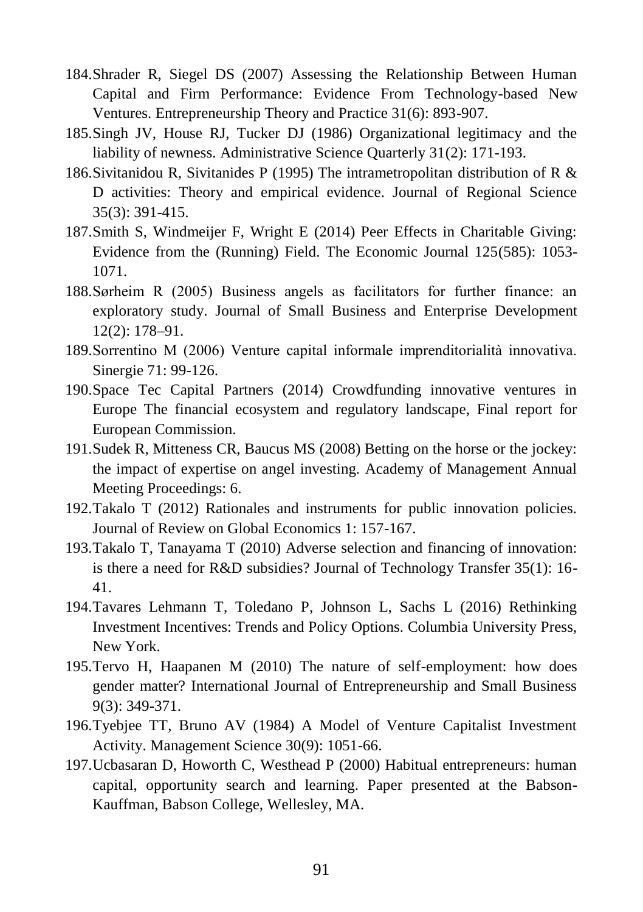184. Shrader R, Siegel DS (2007) Assessing the Relationship Between Human Capital and Firm Performance: Evidence From Technology-based New Ventures. Entrepreneurship Theory and Practice 31(6): 893-907.
185. Singh JV, House RJ, Tucker DJ (1986) Organizational legitimacy and the liability of newness. Administrative Science Quarterly 31(2): 171-193.
186. Sivitanidou R, Sivitanides P (1995) The intrametropolitan distribution of R & D activities: Theory and empirical evidence. Journal of Regional Science 35(3): 391-415.
187. Smith S, Windmeijer F, Wright E (2014) Peer Effects in Charitable Giving: Evidence from the (Running) Field. The Economic Journal 125(585): 1053-1071.
188. Sørheim R (2005) Business angels as facilitators for further finance: an exploratory study. Journal of Small Business and Enterprise Development 12(2): 178–91.
189. Sorrentino M (2006) Venture capital informale imprenditorialità innovativa. Sinergie 71: 99-126.
190. Space Tec Capital Partners (2014) Crowdfunding innovative ventures in Europe The financial ecosystem and regulatory landscape, Final report for European Commission.
191. Sudek R, Mitteness CR, Baucus MS (2008) Betting on the horse or the jockey: the impact of expertise on angel investing. Academy of Management Annual Meeting Proceedings: 6.
192. Takalo T (2012) Rationales and instruments for public innovation policies. Journal of Review on Global Economics 1: 157-167.
193. Takalo T, Tanayama T (2010) Adverse selection and financing of innovation: is there a need for R&D subsidies? Journal of Technology Transfer 35(1): 16-41.
194. Tavares Lehmann T, Toledano P, Johnson L, Sachs L (2016) Rethinking Investment Incentives: Trends and Policy Options. Columbia University Press, New York.
195. Tervo H, Haapanen M (2010) The nature of self-employment: how does gender matter? International Journal of Entrepreneurship and Small Business 9(3): 349-371.
196. Tyebjee TT, Bruno AV (1984) A Model of Venture Capitalist Investment Activity. Management Science 30(9): 1051-66.
197. Ucbasaran D, Howorth C, Westhead P (2000) Habitual entrepreneurs: human capital, opportunity search and learning. Paper presented at the Babson-Kauffman, Babson College, Wellesley, MA.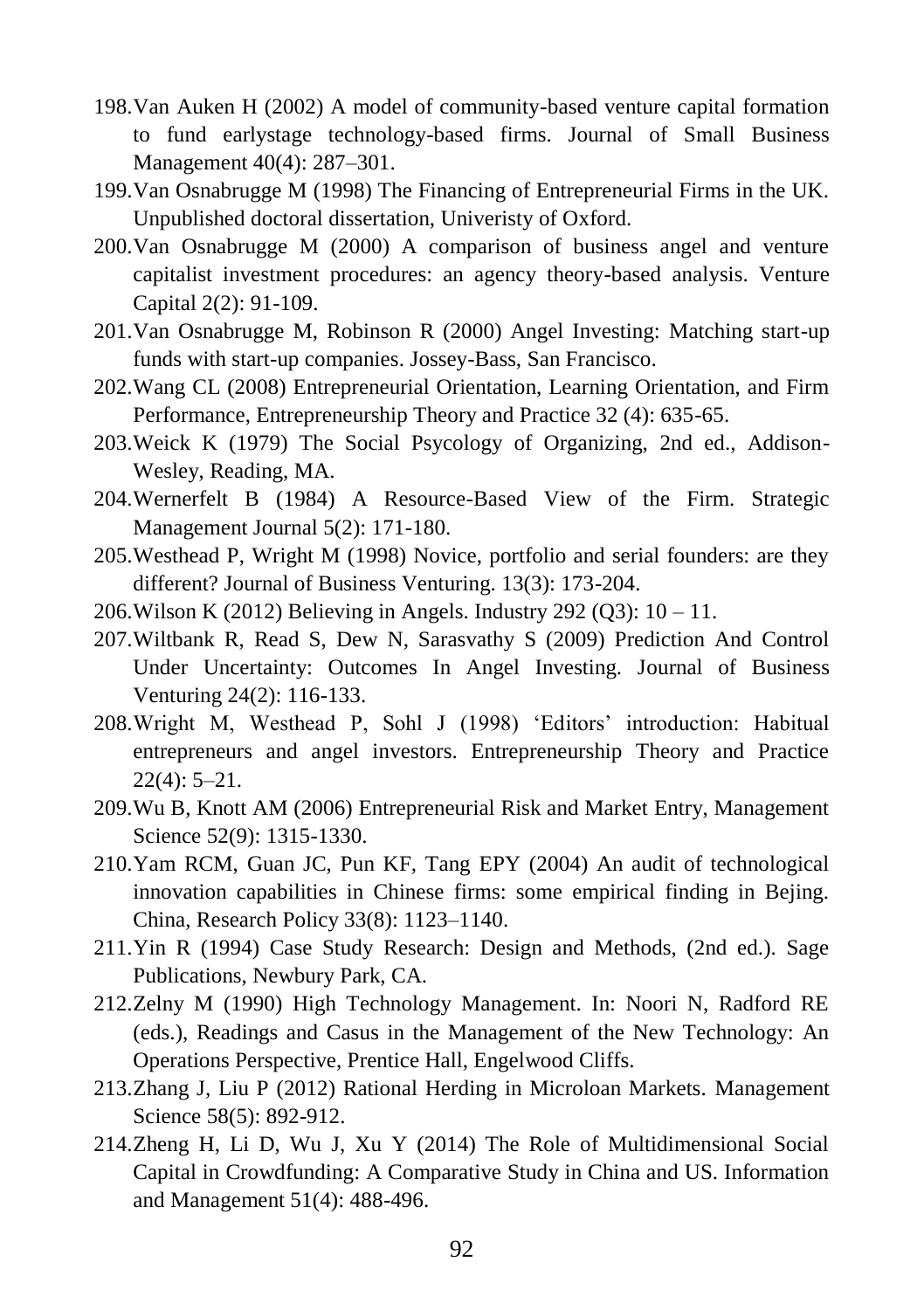198. Van Auken H (2002) A model of community-based venture capital formation to fund earlystage technology-based firms. Journal of Small Business Management 40(4): 287–301.
199. Van Osnabrugge M (1998) The Financing of Entrepreneurial Firms in the UK. Unpublished doctoral dissertation, Univeristy of Oxford.
200. Van Osnabrugge M (2000) A comparison of business angel and venture capitalist investment procedures: an agency theory-based analysis. Venture Capital 2(2): 91-109.
201. Van Osnabrugge M, Robinson R (2000) Angel Investing: Matching start-up funds with start-up companies. Jossey-Bass, San Francisco.
202. Wang CL (2008) Entrepreneurial Orientation, Learning Orientation, and Firm Performance, Entrepreneurship Theory and Practice 32 (4): 635-65.
203. Weick K (1979) The Social Psycology of Organizing, 2nd ed., Addison-Wesley, Reading, MA.
204. Wernerfelt B (1984) A Resource-Based View of the Firm. Strategic Management Journal 5(2): 171-180.
205. Westhead P, Wright M (1998) Novice, portfolio and serial founders: are they different? Journal of Business Venturing. 13(3): 173-204.
206. Wilson K (2012) Believing in Angels. Industry 292 (Q3): 10 – 11.
207. Wiltbank R, Read S, Dew N, Sarasvathy S (2009) Prediction And Control Under Uncertainty: Outcomes In Angel Investing. Journal of Business Venturing 24(2): 116-133.
208. Wright M, Westhead P, Sohl J (1998) 'Editors' introduction: Habitual entrepreneurs and angel investors. Entrepreneurship Theory and Practice 22(4): 5–21.
209. Wu B, Knott AM (2006) Entrepreneurial Risk and Market Entry, Management Science 52(9): 1315-1330.
210. Yam RCM, Guan JC, Pun KF, Tang EPY (2004) An audit of technological innovation capabilities in Chinese firms: some empirical finding in Bejing. China, Research Policy 33(8): 1123–1140.
211. Yin R (1994) Case Study Research: Design and Methods, (2nd ed.). Sage Publications, Newbury Park, CA.
212. Zelny M (1990) High Technology Management. In: Noori N, Radford RE (eds.), Readings and Casus in the Management of the New Technology: An Operations Perspective, Prentice Hall, Engelwood Cliffs.
213. Zhang J, Liu P (2012) Rational Herding in Microloan Markets. Management Science 58(5): 892-912.
214. Zheng H, Li D, Wu J, Xu Y (2014) The Role of Multidimensional Social Capital in Crowdfunding: A Comparative Study in China and US. Information and Management 51(4): 488-496.